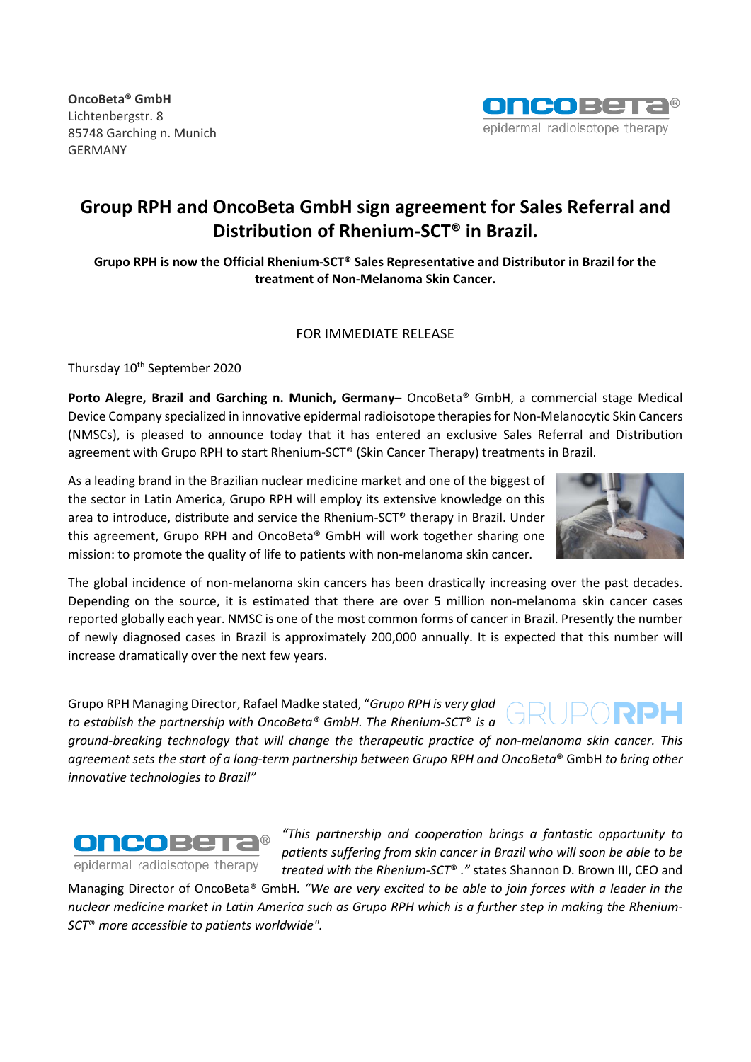**OncoBeta® GmbH**
Lichtenbergstr. 8
85748 Garching n. Munich
GERMANY

# Group RPH and OncoBeta GmbH sign agreement for Sales Referral and Distribution of Rhenium-SCT® in Brazil.

**Grupo RPH is now the Official Rhenium-SCT® Sales Representative and Distributor in Brazil for the treatment of Non-Melanoma Skin Cancer.**

FOR IMMEDIATE RELEASE

Thursday 10th September 2020

**Porto Alegre, Brazil and Garching n. Munich, Germany**– OncoBeta® GmbH, a commercial stage Medical Device Company specialized in innovative epidermal radioisotope therapies for Non-Melanocytic Skin Cancers (NMSCs), is pleased to announce today that it has entered an exclusive Sales Referral and Distribution agreement with Grupo RPH to start Rhenium-SCT® (Skin Cancer Therapy) treatments in Brazil.

As a leading brand in the Brazilian nuclear medicine market and one of the biggest of the sector in Latin America, Grupo RPH will employ its extensive knowledge on this area to introduce, distribute and service the Rhenium-SCT® therapy in Brazil. Under this agreement, Grupo RPH and OncoBeta® GmbH will work together sharing one mission: to promote the quality of life to patients with non-melanoma skin cancer.

The global incidence of non-melanoma skin cancers has been drastically increasing over the past decades. Depending on the source, it is estimated that there are over 5 million non-melanoma skin cancer cases reported globally each year. NMSC is one of the most common forms of cancer in Brazil. Presently the number of newly diagnosed cases in Brazil is approximately 200,000 annually. It is expected that this number will increase dramatically over the next few years.

Grupo RPH Managing Director, Rafael Madke stated, "*Grupo RPH is very glad to establish the partnership with OncoBeta® GmbH. The Rhenium-SCT® is a ground-breaking technology that will change the therapeutic practice of non-melanoma skin cancer. This agreement sets the start of a long-term partnership between Grupo RPH and OncoBeta®* GmbH *to bring other innovative technologies to Brazil"*

*"This partnership and cooperation brings a fantastic opportunity to patients suffering from skin cancer in Brazil who will soon be able to be treated with the Rhenium-SCT® ."* states Shannon D. Brown III, CEO and Managing Director of OncoBeta® GmbH. *"We are very excited to be able to join forces with a leader in the nuclear medicine market in Latin America such as Grupo RPH which is a further step in making the Rhenium-SCT® more accessible to patients worldwide".*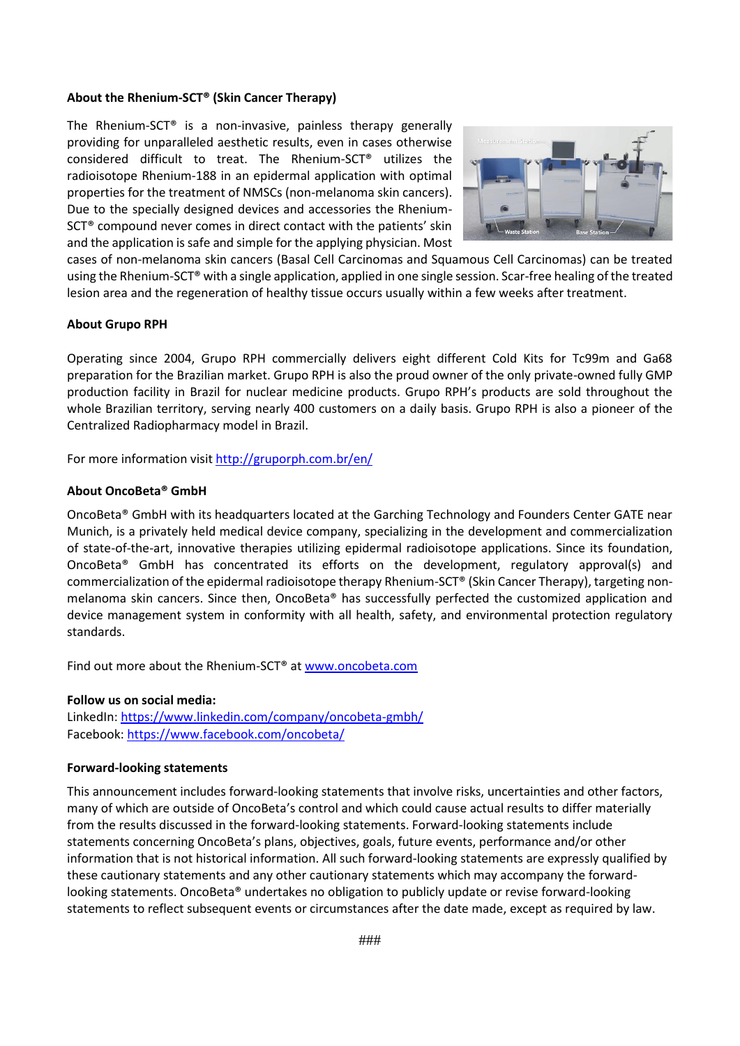**About the Rhenium-SCT® (Skin Cancer Therapy)**

The Rhenium-SCT® is a non-invasive, painless therapy generally providing for unparalleled aesthetic results, even in cases otherwise considered difficult to treat. The Rhenium-SCT® utilizes the radioisotope Rhenium-188 in an epidermal application with optimal properties for the treatment of NMSCs (non-melanoma skin cancers). Due to the specially designed devices and accessories the Rhenium-SCT® compound never comes in direct contact with the patients' skin and the application is safe and simple for the applying physician. Most cases of non-melanoma skin cancers (Basal Cell Carcinomas and Squamous Cell Carcinomas) can be treated using the Rhenium-SCT® with a single application, applied in one single session. Scar-free healing of the treated lesion area and the regeneration of healthy tissue occurs usually within a few weeks after treatment.

**About Grupo RPH**

Operating since 2004, Grupo RPH commercially delivers eight different Cold Kits for Tc99m and Ga68 preparation for the Brazilian market. Grupo RPH is also the proud owner of the only private-owned fully GMP production facility in Brazil for nuclear medicine products. Grupo RPH's products are sold throughout the whole Brazilian territory, serving nearly 400 customers on a daily basis. Grupo RPH is also a pioneer of the Centralized Radiopharmacy model in Brazil.

For more information visit http://gruporph.com.br/en/

**About OncoBeta® GmbH**

OncoBeta® GmbH with its headquarters located at the Garching Technology and Founders Center GATE near Munich, is a privately held medical device company, specializing in the development and commercialization of state-of-the-art, innovative therapies utilizing epidermal radioisotope applications. Since its foundation, OncoBeta® GmbH has concentrated its efforts on the development, regulatory approval(s) and commercialization of the epidermal radioisotope therapy Rhenium-SCT® (Skin Cancer Therapy), targeting non-melanoma skin cancers. Since then, OncoBeta® has successfully perfected the customized application and device management system in conformity with all health, safety, and environmental protection regulatory standards.

Find out more about the Rhenium-SCT® at www.oncobeta.com

**Follow us on social media:**
LinkedIn: https://www.linkedin.com/company/oncobeta-gmbh/
Facebook: https://www.facebook.com/oncobeta/

**Forward-looking statements**

This announcement includes forward-looking statements that involve risks, uncertainties and other factors, many of which are outside of OncoBeta's control and which could cause actual results to differ materially from the results discussed in the forward-looking statements. Forward-looking statements include statements concerning OncoBeta's plans, objectives, goals, future events, performance and/or other information that is not historical information. All such forward-looking statements are expressly qualified by these cautionary statements and any other cautionary statements which may accompany the forward-looking statements. OncoBeta® undertakes no obligation to publicly update or revise forward-looking statements to reflect subsequent events or circumstances after the date made, except as required by law.

###